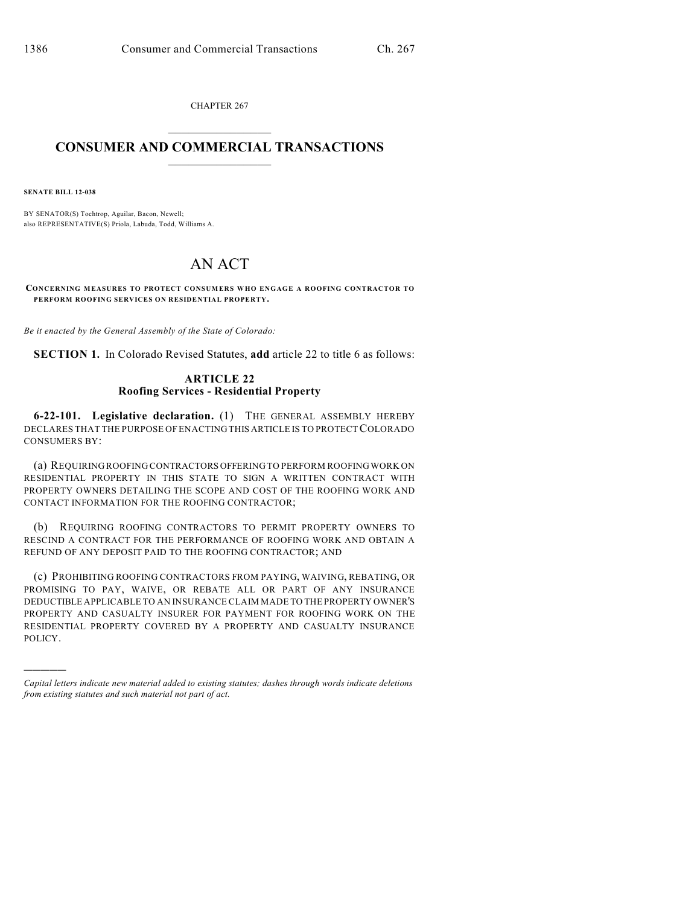CHAPTER 267

# CONSUMER AND COMMERCIAL TRANSACTIONS

**SENATE BILL 12-038**

BY SENATOR(S) Tochtrop, Aguilar, Bacon, Newell;
also REPRESENTATIVE(S) Priola, Labuda, Todd, Williams A.

# AN ACT

**CONCERNING MEASURES TO PROTECT CONSUMERS WHO ENGAGE A ROOFING CONTRACTOR TO PERFORM ROOFING SERVICES ON RESIDENTIAL PROPERTY.**

*Be it enacted by the General Assembly of the State of Colorado:*

**SECTION 1.** In Colorado Revised Statutes, **add** article 22 to title 6 as follows:

## ARTICLE 22
## Roofing Services - Residential Property

**6-22-101. Legislative declaration.** (1) THE GENERAL ASSEMBLY HEREBY DECLARES THAT THE PURPOSE OF ENACTING THIS ARTICLE IS TO PROTECT COLORADO CONSUMERS BY:

(a) REQUIRING ROOFING CONTRACTORS OFFERING TO PERFORM ROOFING WORK ON RESIDENTIAL PROPERTY IN THIS STATE TO SIGN A WRITTEN CONTRACT WITH PROPERTY OWNERS DETAILING THE SCOPE AND COST OF THE ROOFING WORK AND CONTACT INFORMATION FOR THE ROOFING CONTRACTOR;

(b) REQUIRING ROOFING CONTRACTORS TO PERMIT PROPERTY OWNERS TO RESCIND A CONTRACT FOR THE PERFORMANCE OF ROOFING WORK AND OBTAIN A REFUND OF ANY DEPOSIT PAID TO THE ROOFING CONTRACTOR; AND

(c) PROHIBITING ROOFING CONTRACTORS FROM PAYING, WAIVING, REBATING, OR PROMISING TO PAY, WAIVE, OR REBATE ALL OR PART OF ANY INSURANCE DEDUCTIBLE APPLICABLE TO AN INSURANCE CLAIM MADE TO THE PROPERTY OWNER'S PROPERTY AND CASUALTY INSURER FOR PAYMENT FOR ROOFING WORK ON THE RESIDENTIAL PROPERTY COVERED BY A PROPERTY AND CASUALTY INSURANCE POLICY.

---

*Capital letters indicate new material added to existing statutes; dashes through words indicate deletions from existing statutes and such material not part of act.*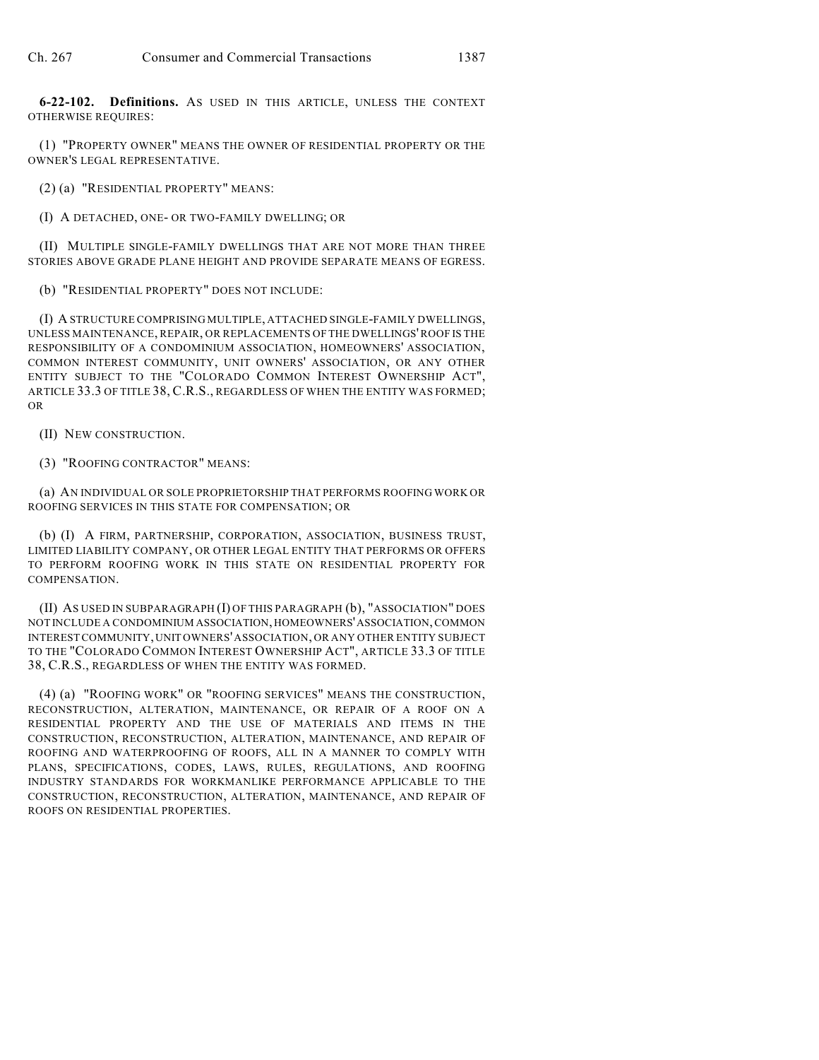**6-22-102. Definitions.** AS USED IN THIS ARTICLE, UNLESS THE CONTEXT OTHERWISE REQUIRES:

(1) "PROPERTY OWNER" MEANS THE OWNER OF RESIDENTIAL PROPERTY OR THE OWNER'S LEGAL REPRESENTATIVE.

(2) (a) "RESIDENTIAL PROPERTY" MEANS:

(I) A DETACHED, ONE- OR TWO-FAMILY DWELLING; OR

(II) MULTIPLE SINGLE-FAMILY DWELLINGS THAT ARE NOT MORE THAN THREE STORIES ABOVE GRADE PLANE HEIGHT AND PROVIDE SEPARATE MEANS OF EGRESS.

(b) "RESIDENTIAL PROPERTY" DOES NOT INCLUDE:

(I) A STRUCTURE COMPRISING MULTIPLE, ATTACHED SINGLE-FAMILY DWELLINGS, UNLESS MAINTENANCE, REPAIR, OR REPLACEMENTS OF THE DWELLINGS' ROOF IS THE RESPONSIBILITY OF A CONDOMINIUM ASSOCIATION, HOMEOWNERS' ASSOCIATION, COMMON INTEREST COMMUNITY, UNIT OWNERS' ASSOCIATION, OR ANY OTHER ENTITY SUBJECT TO THE "COLORADO COMMON INTEREST OWNERSHIP ACT", ARTICLE 33.3 OF TITLE 38, C.R.S., REGARDLESS OF WHEN THE ENTITY WAS FORMED; OR

(II) NEW CONSTRUCTION.

(3) "ROOFING CONTRACTOR" MEANS:

(a) AN INDIVIDUAL OR SOLE PROPRIETORSHIP THAT PERFORMS ROOFING WORK OR ROOFING SERVICES IN THIS STATE FOR COMPENSATION; OR

(b) (I) A FIRM, PARTNERSHIP, CORPORATION, ASSOCIATION, BUSINESS TRUST, LIMITED LIABILITY COMPANY, OR OTHER LEGAL ENTITY THAT PERFORMS OR OFFERS TO PERFORM ROOFING WORK IN THIS STATE ON RESIDENTIAL PROPERTY FOR COMPENSATION.

(II) AS USED IN SUBPARAGRAPH (I) OF THIS PARAGRAPH (b), "ASSOCIATION" DOES NOT INCLUDE A CONDOMINIUM ASSOCIATION, HOMEOWNERS' ASSOCIATION, COMMON INTEREST COMMUNITY, UNIT OWNERS' ASSOCIATION, OR ANY OTHER ENTITY SUBJECT TO THE "COLORADO COMMON INTEREST OWNERSHIP ACT", ARTICLE 33.3 OF TITLE 38, C.R.S., REGARDLESS OF WHEN THE ENTITY WAS FORMED.

(4) (a) "ROOFING WORK" OR "ROOFING SERVICES" MEANS THE CONSTRUCTION, RECONSTRUCTION, ALTERATION, MAINTENANCE, OR REPAIR OF A ROOF ON A RESIDENTIAL PROPERTY AND THE USE OF MATERIALS AND ITEMS IN THE CONSTRUCTION, RECONSTRUCTION, ALTERATION, MAINTENANCE, AND REPAIR OF ROOFING AND WATERPROOFING OF ROOFS, ALL IN A MANNER TO COMPLY WITH PLANS, SPECIFICATIONS, CODES, LAWS, RULES, REGULATIONS, AND ROOFING INDUSTRY STANDARDS FOR WORKMANLIKE PERFORMANCE APPLICABLE TO THE CONSTRUCTION, RECONSTRUCTION, ALTERATION, MAINTENANCE, AND REPAIR OF ROOFS ON RESIDENTIAL PROPERTIES.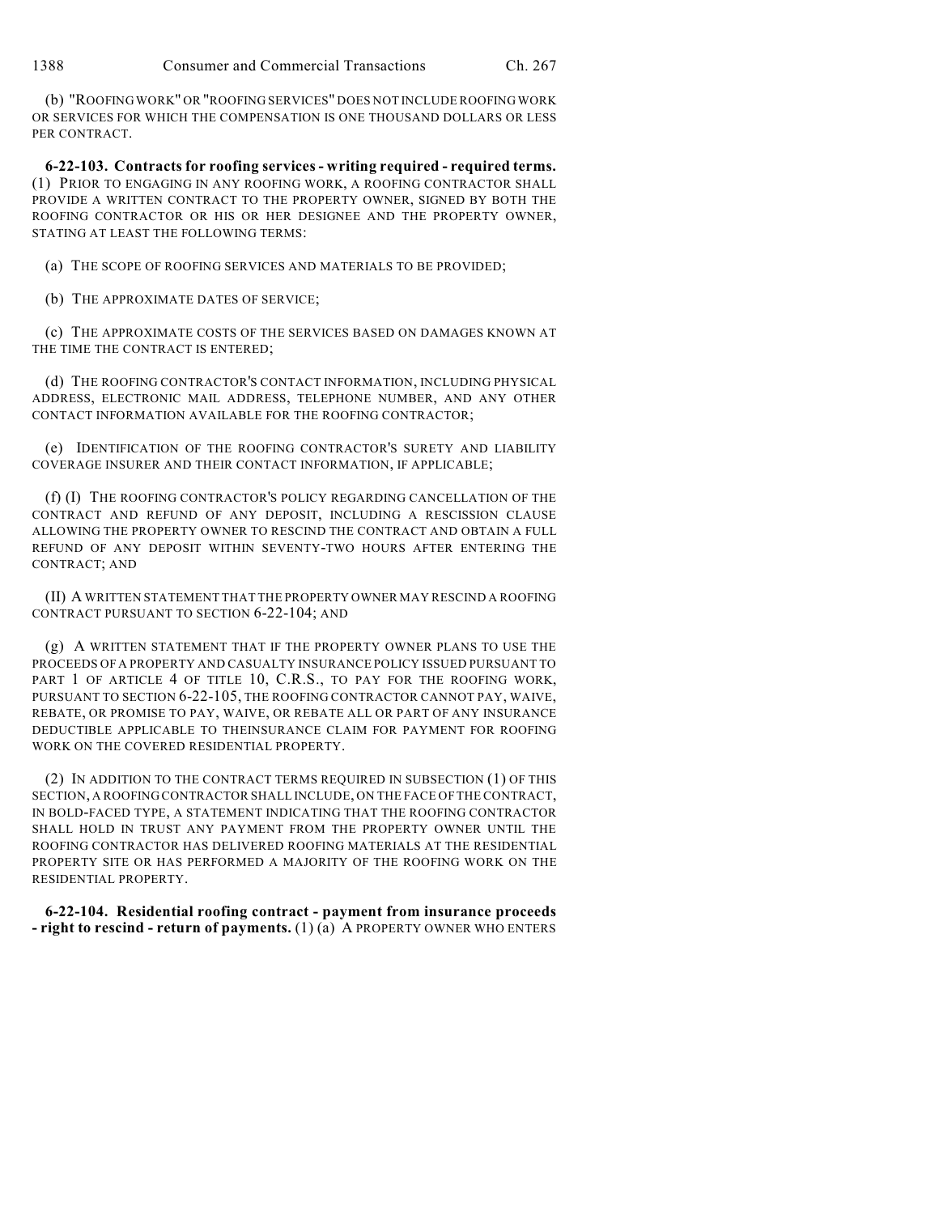(b) "ROOFING WORK" OR "ROOFING SERVICES" DOES NOT INCLUDE ROOFING WORK OR SERVICES FOR WHICH THE COMPENSATION IS ONE THOUSAND DOLLARS OR LESS PER CONTRACT.

**6-22-103. Contracts for roofing services - writing required - required terms.** (1) PRIOR TO ENGAGING IN ANY ROOFING WORK, A ROOFING CONTRACTOR SHALL PROVIDE A WRITTEN CONTRACT TO THE PROPERTY OWNER, SIGNED BY BOTH THE ROOFING CONTRACTOR OR HIS OR HER DESIGNEE AND THE PROPERTY OWNER, STATING AT LEAST THE FOLLOWING TERMS:

(a) THE SCOPE OF ROOFING SERVICES AND MATERIALS TO BE PROVIDED;

(b) THE APPROXIMATE DATES OF SERVICE;

(c) THE APPROXIMATE COSTS OF THE SERVICES BASED ON DAMAGES KNOWN AT THE TIME THE CONTRACT IS ENTERED;

(d) THE ROOFING CONTRACTOR'S CONTACT INFORMATION, INCLUDING PHYSICAL ADDRESS, ELECTRONIC MAIL ADDRESS, TELEPHONE NUMBER, AND ANY OTHER CONTACT INFORMATION AVAILABLE FOR THE ROOFING CONTRACTOR;

(e) IDENTIFICATION OF THE ROOFING CONTRACTOR'S SURETY AND LIABILITY COVERAGE INSURER AND THEIR CONTACT INFORMATION, IF APPLICABLE;

(f) (I) THE ROOFING CONTRACTOR'S POLICY REGARDING CANCELLATION OF THE CONTRACT AND REFUND OF ANY DEPOSIT, INCLUDING A RESCISSION CLAUSE ALLOWING THE PROPERTY OWNER TO RESCIND THE CONTRACT AND OBTAIN A FULL REFUND OF ANY DEPOSIT WITHIN SEVENTY-TWO HOURS AFTER ENTERING THE CONTRACT; AND

(II) A WRITTEN STATEMENT THAT THE PROPERTY OWNER MAY RESCIND A ROOFING CONTRACT PURSUANT TO SECTION 6-22-104; AND

(g) A WRITTEN STATEMENT THAT IF THE PROPERTY OWNER PLANS TO USE THE PROCEEDS OF A PROPERTY AND CASUALTY INSURANCE POLICY ISSUED PURSUANT TO PART 1 OF ARTICLE 4 OF TITLE 10, C.R.S., TO PAY FOR THE ROOFING WORK, PURSUANT TO SECTION 6-22-105, THE ROOFING CONTRACTOR CANNOT PAY, WAIVE, REBATE, OR PROMISE TO PAY, WAIVE, OR REBATE ALL OR PART OF ANY INSURANCE DEDUCTIBLE APPLICABLE TO THEINSURANCE CLAIM FOR PAYMENT FOR ROOFING WORK ON THE COVERED RESIDENTIAL PROPERTY.

(2) IN ADDITION TO THE CONTRACT TERMS REQUIRED IN SUBSECTION (1) OF THIS SECTION, A ROOFING CONTRACTOR SHALL INCLUDE, ON THE FACE OF THE CONTRACT, IN BOLD-FACED TYPE, A STATEMENT INDICATING THAT THE ROOFING CONTRACTOR SHALL HOLD IN TRUST ANY PAYMENT FROM THE PROPERTY OWNER UNTIL THE ROOFING CONTRACTOR HAS DELIVERED ROOFING MATERIALS AT THE RESIDENTIAL PROPERTY SITE OR HAS PERFORMED A MAJORITY OF THE ROOFING WORK ON THE RESIDENTIAL PROPERTY.

**6-22-104. Residential roofing contract - payment from insurance proceeds - right to rescind - return of payments.** (1) (a) A PROPERTY OWNER WHO ENTERS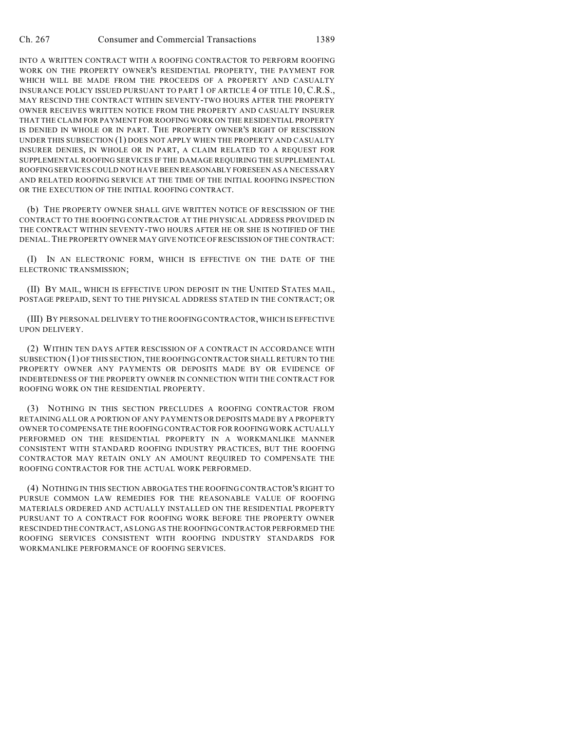INTO A WRITTEN CONTRACT WITH A ROOFING CONTRACTOR TO PERFORM ROOFING WORK ON THE PROPERTY OWNER'S RESIDENTIAL PROPERTY, THE PAYMENT FOR WHICH WILL BE MADE FROM THE PROCEEDS OF A PROPERTY AND CASUALTY INSURANCE POLICY ISSUED PURSUANT TO PART 1 OF ARTICLE 4 OF TITLE 10, C.R.S., MAY RESCIND THE CONTRACT WITHIN SEVENTY-TWO HOURS AFTER THE PROPERTY OWNER RECEIVES WRITTEN NOTICE FROM THE PROPERTY AND CASUALTY INSURER THAT THE CLAIM FOR PAYMENT FOR ROOFING WORK ON THE RESIDENTIAL PROPERTY IS DENIED IN WHOLE OR IN PART. THE PROPERTY OWNER'S RIGHT OF RESCISSION UNDER THIS SUBSECTION (1) DOES NOT APPLY WHEN THE PROPERTY AND CASUALTY INSURER DENIES, IN WHOLE OR IN PART, A CLAIM RELATED TO A REQUEST FOR SUPPLEMENTAL ROOFING SERVICES IF THE DAMAGE REQUIRING THE SUPPLEMENTAL ROOFING SERVICES COULD NOT HAVE BEEN REASONABLY FORESEEN AS A NECESSARY AND RELATED ROOFING SERVICE AT THE TIME OF THE INITIAL ROOFING INSPECTION OR THE EXECUTION OF THE INITIAL ROOFING CONTRACT.

(b) THE PROPERTY OWNER SHALL GIVE WRITTEN NOTICE OF RESCISSION OF THE CONTRACT TO THE ROOFING CONTRACTOR AT THE PHYSICAL ADDRESS PROVIDED IN THE CONTRACT WITHIN SEVENTY-TWO HOURS AFTER HE OR SHE IS NOTIFIED OF THE DENIAL. THE PROPERTY OWNER MAY GIVE NOTICE OF RESCISSION OF THE CONTRACT:

(I) IN AN ELECTRONIC FORM, WHICH IS EFFECTIVE ON THE DATE OF THE ELECTRONIC TRANSMISSION;

(II) BY MAIL, WHICH IS EFFECTIVE UPON DEPOSIT IN THE UNITED STATES MAIL, POSTAGE PREPAID, SENT TO THE PHYSICAL ADDRESS STATED IN THE CONTRACT; OR

(III) BY PERSONAL DELIVERY TO THE ROOFING CONTRACTOR, WHICH IS EFFECTIVE UPON DELIVERY.

(2) WITHIN TEN DAYS AFTER RESCISSION OF A CONTRACT IN ACCORDANCE WITH SUBSECTION (1) OF THIS SECTION, THE ROOFING CONTRACTOR SHALL RETURN TO THE PROPERTY OWNER ANY PAYMENTS OR DEPOSITS MADE BY OR EVIDENCE OF INDEBTEDNESS OF THE PROPERTY OWNER IN CONNECTION WITH THE CONTRACT FOR ROOFING WORK ON THE RESIDENTIAL PROPERTY.

(3) NOTHING IN THIS SECTION PRECLUDES A ROOFING CONTRACTOR FROM RETAINING ALL OR A PORTION OF ANY PAYMENTS OR DEPOSITS MADE BY A PROPERTY OWNER TO COMPENSATE THE ROOFING CONTRACTOR FOR ROOFING WORK ACTUALLY PERFORMED ON THE RESIDENTIAL PROPERTY IN A WORKMANLIKE MANNER CONSISTENT WITH STANDARD ROOFING INDUSTRY PRACTICES, BUT THE ROOFING CONTRACTOR MAY RETAIN ONLY AN AMOUNT REQUIRED TO COMPENSATE THE ROOFING CONTRACTOR FOR THE ACTUAL WORK PERFORMED.

(4) NOTHING IN THIS SECTION ABROGATES THE ROOFING CONTRACTOR'S RIGHT TO PURSUE COMMON LAW REMEDIES FOR THE REASONABLE VALUE OF ROOFING MATERIALS ORDERED AND ACTUALLY INSTALLED ON THE RESIDENTIAL PROPERTY PURSUANT TO A CONTRACT FOR ROOFING WORK BEFORE THE PROPERTY OWNER RESCINDED THE CONTRACT, AS LONG AS THE ROOFING CONTRACTOR PERFORMED THE ROOFING SERVICES CONSISTENT WITH ROOFING INDUSTRY STANDARDS FOR WORKMANLIKE PERFORMANCE OF ROOFING SERVICES.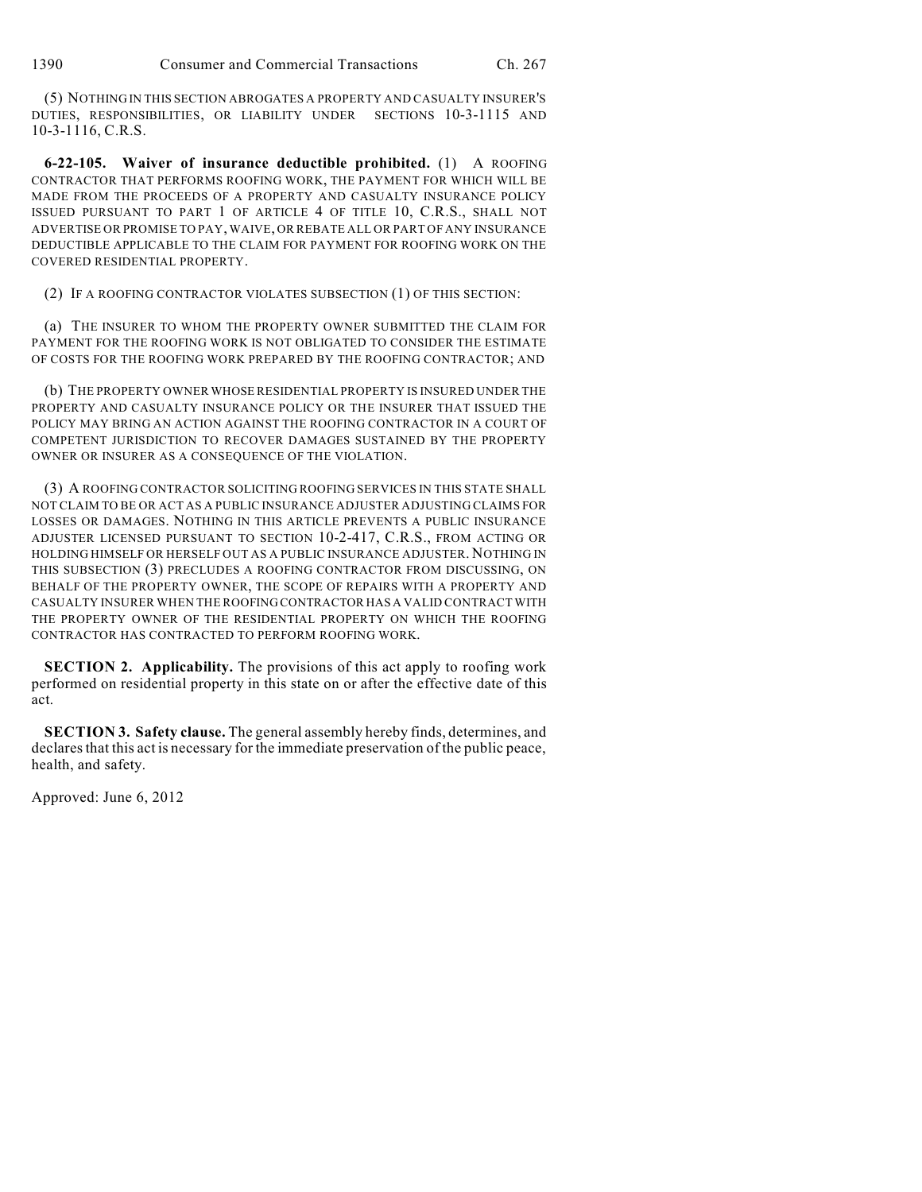(5) NOTHING IN THIS SECTION ABROGATES A PROPERTY AND CASUALTY INSURER'S DUTIES, RESPONSIBILITIES, OR LIABILITY UNDER SECTIONS 10-3-1115 AND 10-3-1116, C.R.S.

**6-22-105. Waiver of insurance deductible prohibited.** (1) A ROOFING CONTRACTOR THAT PERFORMS ROOFING WORK, THE PAYMENT FOR WHICH WILL BE MADE FROM THE PROCEEDS OF A PROPERTY AND CASUALTY INSURANCE POLICY ISSUED PURSUANT TO PART 1 OF ARTICLE 4 OF TITLE 10, C.R.S., SHALL NOT ADVERTISE OR PROMISE TO PAY, WAIVE, OR REBATE ALL OR PART OF ANY INSURANCE DEDUCTIBLE APPLICABLE TO THE CLAIM FOR PAYMENT FOR ROOFING WORK ON THE COVERED RESIDENTIAL PROPERTY.

(2) IF A ROOFING CONTRACTOR VIOLATES SUBSECTION (1) OF THIS SECTION:

(a) THE INSURER TO WHOM THE PROPERTY OWNER SUBMITTED THE CLAIM FOR PAYMENT FOR THE ROOFING WORK IS NOT OBLIGATED TO CONSIDER THE ESTIMATE OF COSTS FOR THE ROOFING WORK PREPARED BY THE ROOFING CONTRACTOR; AND

(b) THE PROPERTY OWNER WHOSE RESIDENTIAL PROPERTY IS INSURED UNDER THE PROPERTY AND CASUALTY INSURANCE POLICY OR THE INSURER THAT ISSUED THE POLICY MAY BRING AN ACTION AGAINST THE ROOFING CONTRACTOR IN A COURT OF COMPETENT JURISDICTION TO RECOVER DAMAGES SUSTAINED BY THE PROPERTY OWNER OR INSURER AS A CONSEQUENCE OF THE VIOLATION.

(3) A ROOFING CONTRACTOR SOLICITING ROOFING SERVICES IN THIS STATE SHALL NOT CLAIM TO BE OR ACT AS A PUBLIC INSURANCE ADJUSTER ADJUSTING CLAIMS FOR LOSSES OR DAMAGES. NOTHING IN THIS ARTICLE PREVENTS A PUBLIC INSURANCE ADJUSTER LICENSED PURSUANT TO SECTION 10-2-417, C.R.S., FROM ACTING OR HOLDING HIMSELF OR HERSELF OUT AS A PUBLIC INSURANCE ADJUSTER. NOTHING IN THIS SUBSECTION (3) PRECLUDES A ROOFING CONTRACTOR FROM DISCUSSING, ON BEHALF OF THE PROPERTY OWNER, THE SCOPE OF REPAIRS WITH A PROPERTY AND CASUALTY INSURER WHEN THE ROOFING CONTRACTOR HAS A VALID CONTRACT WITH THE PROPERTY OWNER OF THE RESIDENTIAL PROPERTY ON WHICH THE ROOFING CONTRACTOR HAS CONTRACTED TO PERFORM ROOFING WORK.

**SECTION 2. Applicability.** The provisions of this act apply to roofing work performed on residential property in this state on or after the effective date of this act.

**SECTION 3. Safety clause.** The general assembly hereby finds, determines, and declares that this act is necessary for the immediate preservation of the public peace, health, and safety.

Approved: June 6, 2012